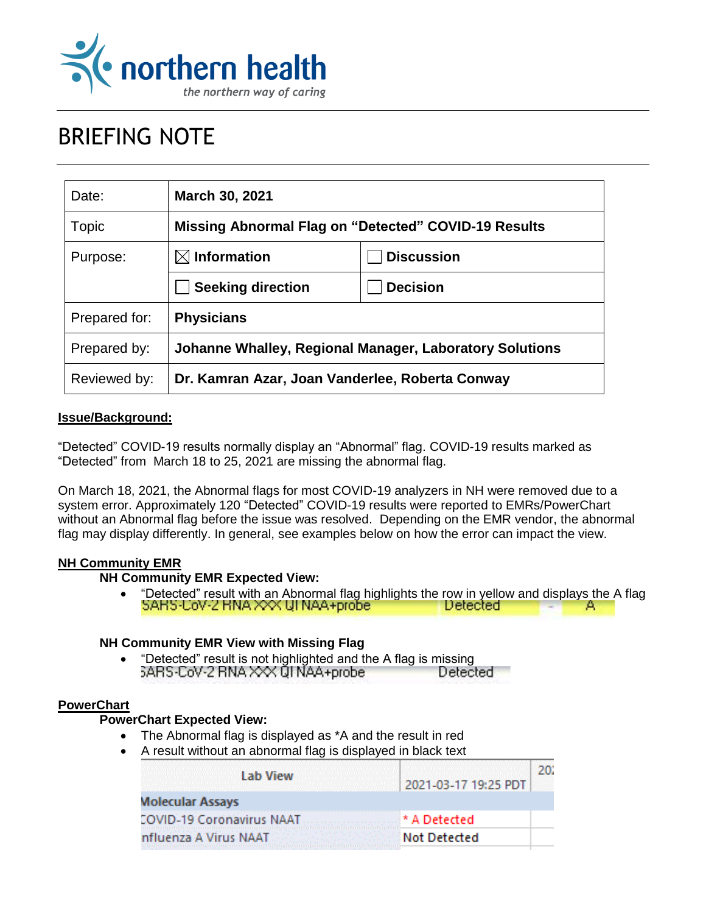northern health
*the northern way of caring*

# BRIEFING NOTE

| | | |
|---|---|---|
| Date: | **March 30, 2021** | |
| Topic | **Missing Abnormal Flag on "Detected" COVID-19 Results** | |
| Purpose: | ☒ **Information** | ☐ **Discussion** |
| | ☐ **Seeking direction** | ☐ **Decision** |
| Prepared for: | **Physicians** | |
| Prepared by: | **Johanne Whalley, Regional Manager, Laboratory Solutions** | |
| Reviewed by: | **Dr. Kamran Azar, Joan Vanderlee, Roberta Conway** | |

## Issue/Background:

"Detected" COVID-19 results normally display an "Abnormal" flag. COVID-19 results marked as "Detected" from March 18 to 25, 2021 are missing the abnormal flag.

On March 18, 2021, the Abnormal flags for most COVID-19 analyzers in NH were removed due to a system error. Approximately 120 "Detected" COVID-19 results were reported to EMRs/PowerChart without an Abnormal flag before the issue was resolved. Depending on the EMR vendor, the abnormal flag may display differently. In general, see examples below on how the error can impact the view.

### NH Community EMR

**NH Community EMR Expected View:**

- "Detected" result with an Abnormal flag highlights the row in yellow and displays the A flag

| | | | |
|---|---|---|---|
| SARS-CoV-2 RNA XXX QI NAA+probe | Detected | - | A |

**NH Community EMR View with Missing Flag**

- "Detected" result is not highlighted and the A flag is missing

| | |
|---|---|
| SARS-CoV-2 RNA XXX QI NAA+probe | Detected |

### PowerChart

**PowerChart Expected View:**

- The Abnormal flag is displayed as *A and the result in red
- A result without an abnormal flag is displayed in black text

| Lab View | 2021-03-17 19:25 PDT | 20: |
|---|---|---|
| Molecular Assays | | |
| COVID-19 Coronavirus NAAT | * A Detected | |
| Influenza A Virus NAAT | Not Detected | |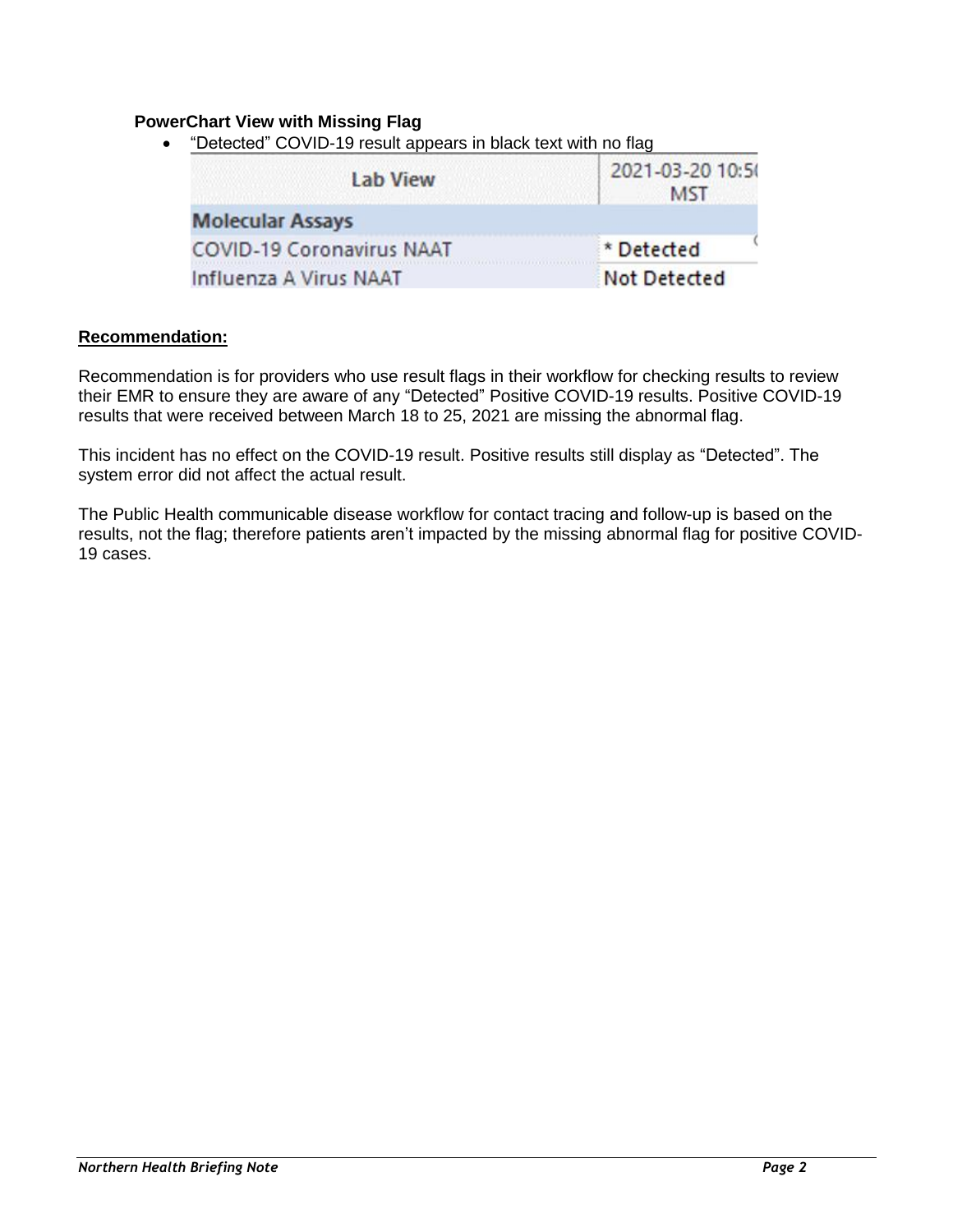**PowerChart View with Missing Flag**

- "Detected" COVID-19 result appears in black text with no flag

| Lab View | 2021-03-20 10:5( MST |
|---|---|
| **Molecular Assays** | |
| COVID-19 Coronavirus NAAT | * Detected |
| Influenza A Virus NAAT | Not Detected |

**Recommendation:**

Recommendation is for providers who use result flags in their workflow for checking results to review their EMR to ensure they are aware of any "Detected" Positive COVID-19 results. Positive COVID-19 results that were received between March 18 to 25, 2021 are missing the abnormal flag.

This incident has no effect on the COVID-19 result. Positive results still display as "Detected". The system error did not affect the actual result.

The Public Health communicable disease workflow for contact tracing and follow-up is based on the results, not the flag; therefore patients aren't impacted by the missing abnormal flag for positive COVID-19 cases.